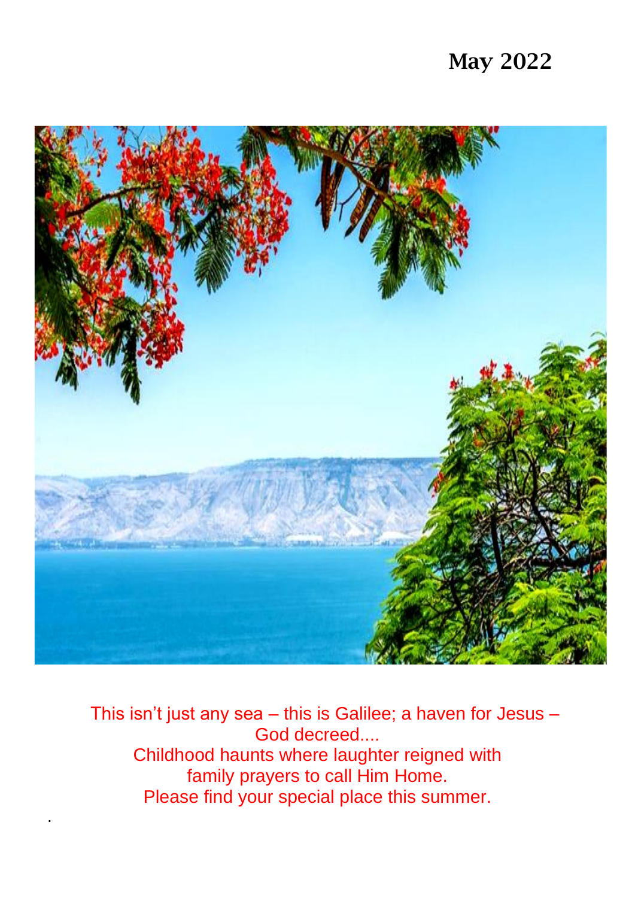# May 2022

This isn't just any sea – this is Galilee; a haven for Jesus – God decreed....
Childhood haunts where laughter reigned with family prayers to call Him Home.
Please find your special place this summer.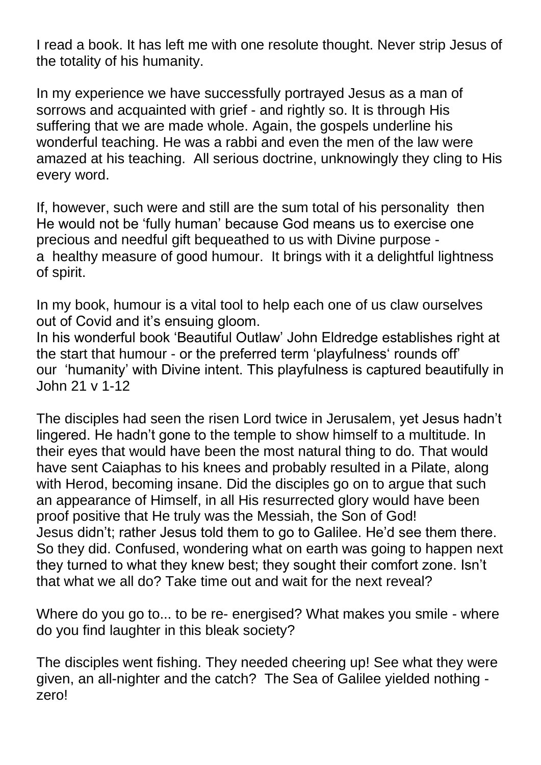I read a book. It has left me with one resolute thought. Never strip Jesus of the totality of his humanity.

In my experience we have successfully portrayed Jesus as a man of sorrows and acquainted with grief - and rightly so. It is through His suffering that we are made whole. Again, the gospels underline his wonderful teaching. He was a rabbi and even the men of the law were amazed at his teaching. All serious doctrine, unknowingly they cling to His every word.

If, however, such were and still are the sum total of his personality then He would not be 'fully human' because God means us to exercise one precious and needful gift bequeathed to us with Divine purpose - a healthy measure of good humour. It brings with it a delightful lightness of spirit.

In my book, humour is a vital tool to help each one of us claw ourselves out of Covid and it's ensuing gloom.
In his wonderful book 'Beautiful Outlaw' John Eldredge establishes right at the start that humour - or the preferred term 'playfulness' rounds off' our 'humanity' with Divine intent. This playfulness is captured beautifully in John 21 v 1-12

The disciples had seen the risen Lord twice in Jerusalem, yet Jesus hadn't lingered. He hadn't gone to the temple to show himself to a multitude. In their eyes that would have been the most natural thing to do. That would have sent Caiaphas to his knees and probably resulted in a Pilate, along with Herod, becoming insane. Did the disciples go on to argue that such an appearance of Himself, in all His resurrected glory would have been proof positive that He truly was the Messiah, the Son of God!
Jesus didn't; rather Jesus told them to go to Galilee. He'd see them there. So they did. Confused, wondering what on earth was going to happen next they turned to what they knew best; they sought their comfort zone. Isn't that what we all do? Take time out and wait for the next reveal?

Where do you go to... to be re- energised? What makes you smile - where do you find laughter in this bleak society?

The disciples went fishing. They needed cheering up! See what they were given, an all-nighter and the catch? The Sea of Galilee yielded nothing - zero!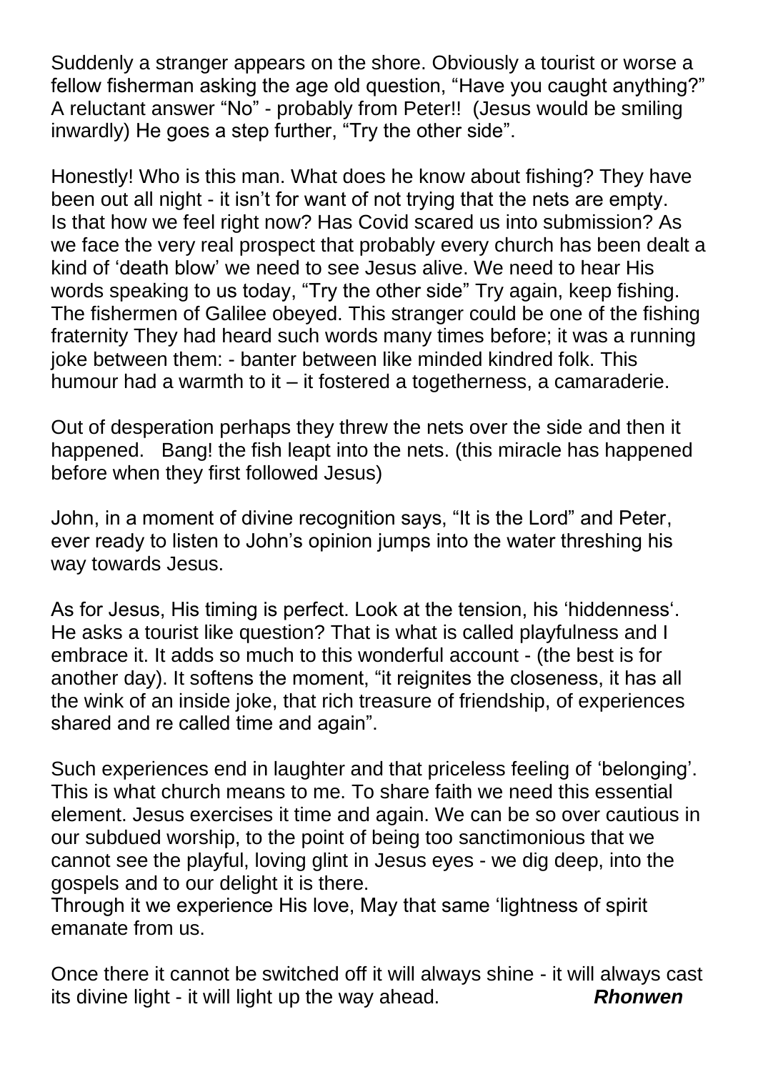Suddenly a stranger appears on the shore. Obviously a tourist or worse a fellow fisherman asking the age old question, "Have you caught anything?" A reluctant answer "No" - probably from Peter!! (Jesus would be smiling inwardly) He goes a step further, "Try the other side".

Honestly! Who is this man. What does he know about fishing? They have been out all night - it isn't for want of not trying that the nets are empty. Is that how we feel right now? Has Covid scared us into submission? As we face the very real prospect that probably every church has been dealt a kind of 'death blow' we need to see Jesus alive. We need to hear His words speaking to us today, "Try the other side" Try again, keep fishing. The fishermen of Galilee obeyed. This stranger could be one of the fishing fraternity They had heard such words many times before; it was a running joke between them: - banter between like minded kindred folk. This humour had a warmth to it – it fostered a togetherness, a camaraderie.

Out of desperation perhaps they threw the nets over the side and then it happened. Bang! the fish leapt into the nets. (this miracle has happened before when they first followed Jesus)

John, in a moment of divine recognition says, "It is the Lord" and Peter, ever ready to listen to John's opinion jumps into the water threshing his way towards Jesus.

As for Jesus, His timing is perfect. Look at the tension, his 'hiddenness'. He asks a tourist like question? That is what is called playfulness and I embrace it. It adds so much to this wonderful account - (the best is for another day). It softens the moment, "it reignites the closeness, it has all the wink of an inside joke, that rich treasure of friendship, of experiences shared and re called time and again".

Such experiences end in laughter and that priceless feeling of 'belonging'. This is what church means to me. To share faith we need this essential element. Jesus exercises it time and again. We can be so over cautious in our subdued worship, to the point of being too sanctimonious that we cannot see the playful, loving glint in Jesus eyes - we dig deep, into the gospels and to our delight it is there.
Through it we experience His love, May that same 'lightness of spirit emanate from us.

Once there it cannot be switched off it will always shine - it will always cast its divine light - it will light up the way ahead. ***Rhonwen***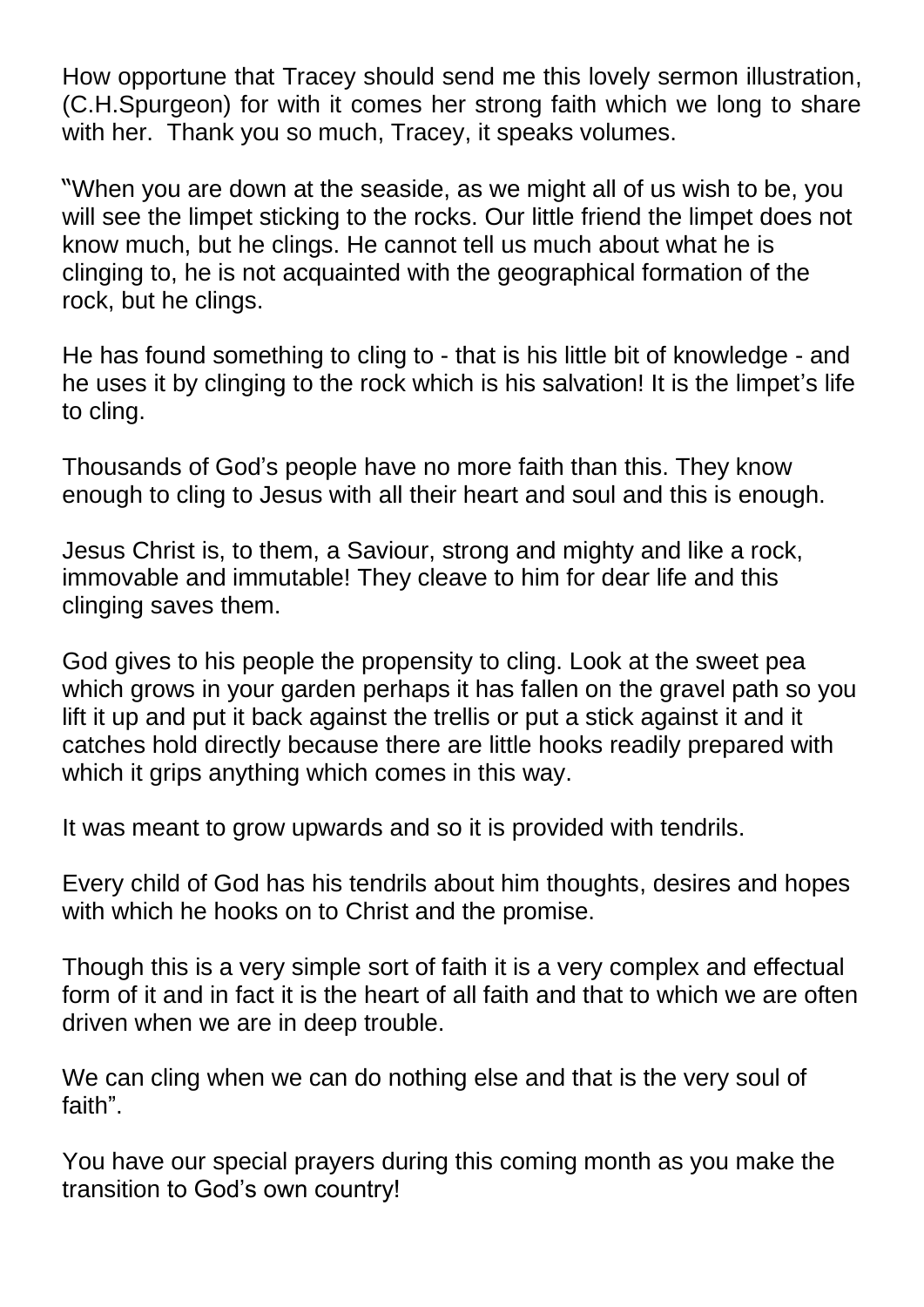How opportune that Tracey should send me this lovely sermon illustration, (C.H.Spurgeon) for with it comes her strong faith which we long to share with her. Thank you so much, Tracey, it speaks volumes.

"When you are down at the seaside, as we might all of us wish to be, you will see the limpet sticking to the rocks. Our little friend the limpet does not know much, but he clings. He cannot tell us much about what he is clinging to, he is not acquainted with the geographical formation of the rock, but he clings.

He has found something to cling to - that is his little bit of knowledge - and he uses it by clinging to the rock which is his salvation! It is the limpet's life to cling.

Thousands of God's people have no more faith than this. They know enough to cling to Jesus with all their heart and soul and this is enough.

Jesus Christ is, to them, a Saviour, strong and mighty and like a rock, immovable and immutable! They cleave to him for dear life and this clinging saves them.

God gives to his people the propensity to cling. Look at the sweet pea which grows in your garden perhaps it has fallen on the gravel path so you lift it up and put it back against the trellis or put a stick against it and it catches hold directly because there are little hooks readily prepared with which it grips anything which comes in this way.

It was meant to grow upwards and so it is provided with tendrils.

Every child of God has his tendrils about him thoughts, desires and hopes with which he hooks on to Christ and the promise.

Though this is a very simple sort of faith it is a very complex and effectual form of it and in fact it is the heart of all faith and that to which we are often driven when we are in deep trouble.

We can cling when we can do nothing else and that is the very soul of faith".

You have our special prayers during this coming month as you make the transition to God's own country!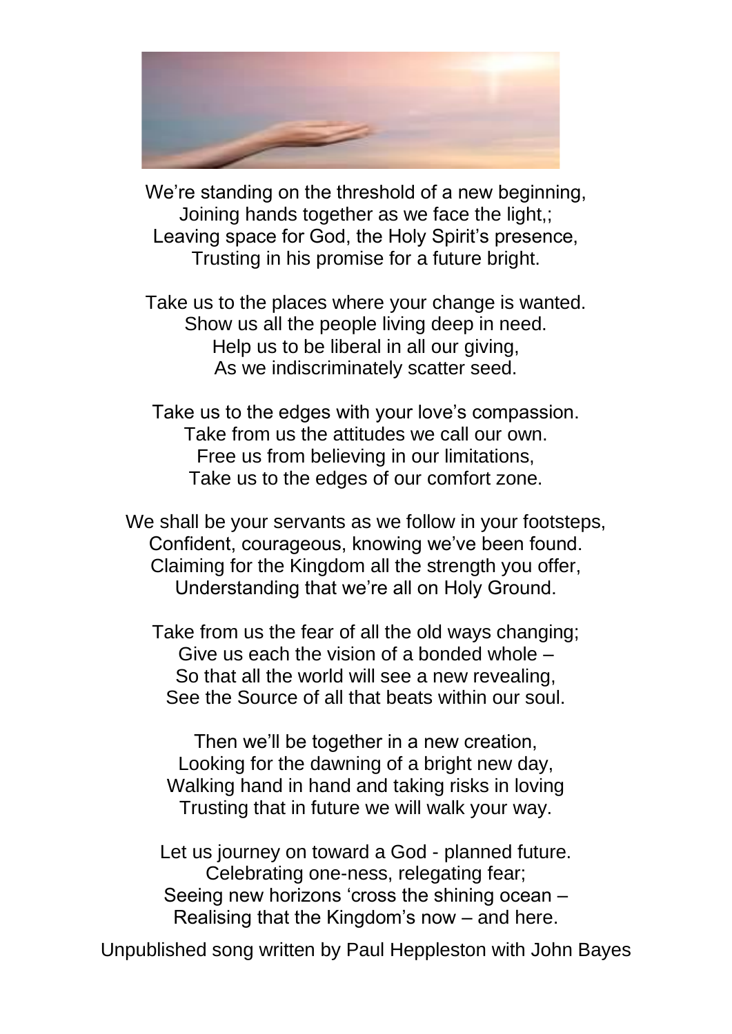We're standing on the threshold of a new beginning,
Joining hands together as we face the light,;
Leaving space for God, the Holy Spirit's presence,
Trusting in his promise for a future bright.

Take us to the places where your change is wanted.
Show us all the people living deep in need.
Help us to be liberal in all our giving,
As we indiscriminately scatter seed.

Take us to the edges with your love's compassion.
Take from us the attitudes we call our own.
Free us from believing in our limitations,
Take us to the edges of our comfort zone.

We shall be your servants as we follow in your footsteps,
Confident, courageous, knowing we've been found.
Claiming for the Kingdom all the strength you offer,
Understanding that we're all on Holy Ground.

Take from us the fear of all the old ways changing;
Give us each the vision of a bonded whole –
So that all the world will see a new revealing,
See the Source of all that beats within our soul.

Then we'll be together in a new creation,
Looking for the dawning of a bright new day,
Walking hand in hand and taking risks in loving
Trusting that in future we will walk your way.

Let us journey on toward a God - planned future.
Celebrating one-ness, relegating fear;
Seeing new horizons 'cross the shining ocean –
Realising that the Kingdom's now – and here.

Unpublished song written by Paul Heppleston with John Bayes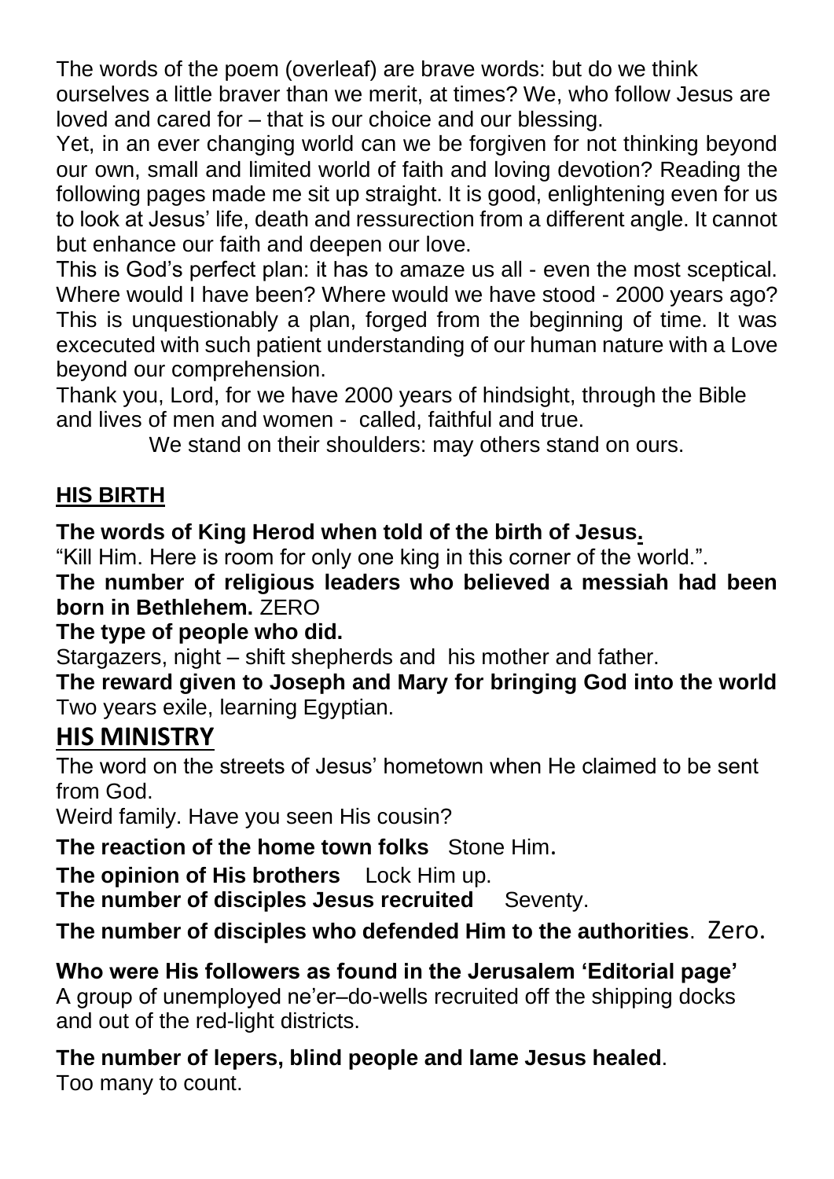The words of the poem (overleaf) are brave words: but do we think ourselves a little braver than we merit, at times? We, who follow Jesus are loved and cared for – that is our choice and our blessing.

Yet, in an ever changing world can we be forgiven for not thinking beyond our own, small and limited world of faith and loving devotion? Reading the following pages made me sit up straight. It is good, enlightening even for us to look at Jesus' life, death and ressurection from a different angle. It cannot but enhance our faith and deepen our love.

This is God's perfect plan: it has to amaze us all - even the most sceptical. Where would I have been? Where would we have stood - 2000 years ago? This is unquestionably a plan, forged from the beginning of time. It was excecuted with such patient understanding of our human nature with a Love beyond our comprehension.

Thank you, Lord, for we have 2000 years of hindsight, through the Bible and lives of men and women - called, faithful and true.

We stand on their shoulders: may others stand on ours.

## HIS BIRTH

**The words of King Herod when told of the birth of Jesus.**

"Kill Him. Here is room for only one king in this corner of the world.".

**The number of religious leaders who believed a messiah had been born in Bethlehem.** ZERO

**The type of people who did.**

Stargazers, night – shift shepherds and his mother and father.

**The reward given to Joseph and Mary for bringing God into the world**

Two years exile, learning Egyptian.

## HIS MINISTRY

The word on the streets of Jesus' hometown when He claimed to be sent from God.

Weird family. Have you seen His cousin?

**The reaction of the home town folks** Stone Him.

**The opinion of His brothers** Lock Him up.

**The number of disciples Jesus recruited** Seventy.

**The number of disciples who defended Him to the authorities**. Zero.

**Who were His followers as found in the Jerusalem 'Editorial page'**

A group of unemployed ne'er–do-wells recruited off the shipping docks and out of the red-light districts.

**The number of lepers, blind people and lame Jesus healed**.

Too many to count.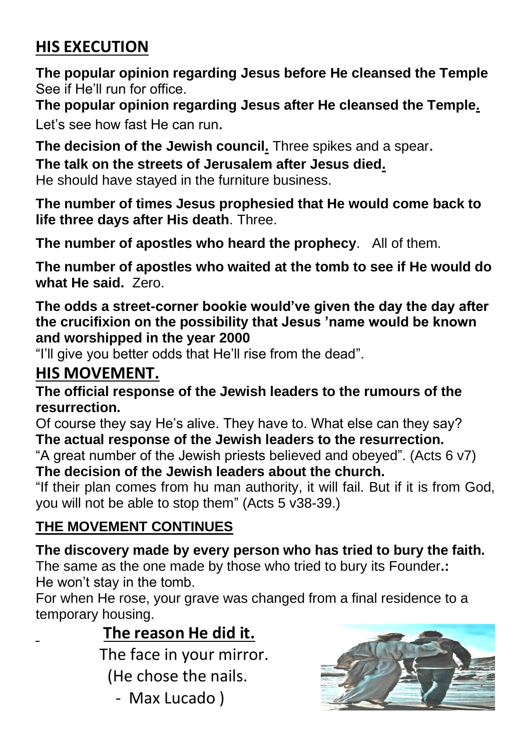## HIS EXECUTION

**The popular opinion regarding Jesus before He cleansed the Temple**
See if He'll run for office.

**The popular opinion regarding Jesus after He cleansed the Temple.**
Let's see how fast He can run.

**The decision of the Jewish council.** Three spikes and a spear.

**The talk on the streets of Jerusalem after Jesus died.**
He should have stayed in the furniture business.

**The number of times Jesus prophesied that He would come back to life three days after His death**. Three.

**The number of apostles who heard the prophecy**. All of them.

**The number of apostles who waited at the tomb to see if He would do what He said.** Zero.

**The odds a street-corner bookie would've given the day the day after the crucifixion on the possibility that Jesus 'name would be known and worshipped in the year 2000**
"I'll give you better odds that He'll rise from the dead".

## HIS MOVEMENT.

**The official response of the Jewish leaders to the rumours of the resurrection.**
Of course they say He's alive. They have to. What else can they say?

**The actual response of the Jewish leaders to the resurrection.**
"A great number of the Jewish priests believed and obeyed". (Acts 6 v7)

**The decision of the Jewish leaders about the church.**
"If their plan comes from hu man authority, it will fail. But if it is from God, you will not be able to stop them" (Acts 5 v38-39.)

### THE MOVEMENT CONTINUES

**The discovery made by every person who has tried to bury the faith.**
The same as the one made by those who tried to bury its Founder**.:**
He won't stay in the tomb.
For when He rose, your grave was changed from a final residence to a temporary housing.

**The reason He did it.**
The face in your mirror.
(He chose the nails.
- Max Lucado )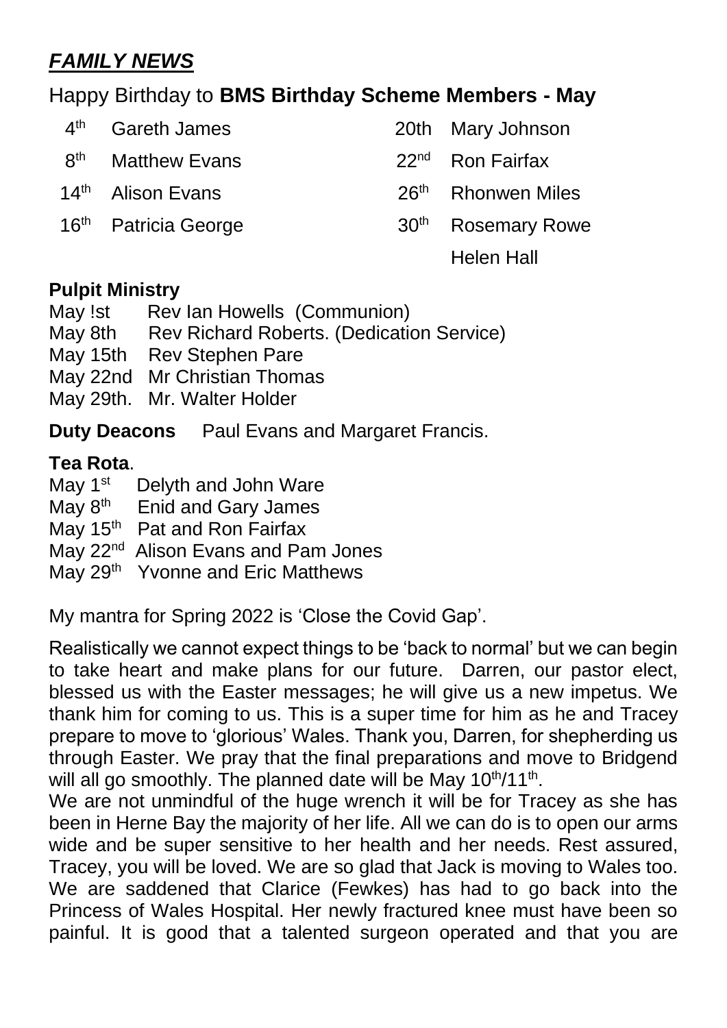## ***FAMILY NEWS***

Happy Birthday to **BMS Birthday Scheme Members - May**

| | | | |
|---|---|---|---|
| 4th | Gareth James | 20th | Mary Johnson |
| 8th | Matthew Evans | 22nd | Ron Fairfax |
| 14th | Alison Evans | 26th | Rhonwen Miles |
| 16th | Patricia George | 30th | Rosemary Rowe |
| | | | Helen Hall |

**Pulpit Ministry**

May !st Rev Ian Howells (Communion)
May 8th Rev Richard Roberts. (Dedication Service)
May 15th Rev Stephen Pare
May 22nd Mr Christian Thomas
May 29th. Mr. Walter Holder

**Duty Deacons** Paul Evans and Margaret Francis.

**Tea Rota**.

May 1st Delyth and John Ware
May 8th Enid and Gary James
May 15th Pat and Ron Fairfax
May 22nd Alison Evans and Pam Jones
May 29th Yvonne and Eric Matthews

My mantra for Spring 2022 is 'Close the Covid Gap'.

Realistically we cannot expect things to be 'back to normal' but we can begin to take heart and make plans for our future. Darren, our pastor elect, blessed us with the Easter messages; he will give us a new impetus. We thank him for coming to us. This is a super time for him as he and Tracey prepare to move to 'glorious' Wales. Thank you, Darren, for shepherding us through Easter. We pray that the final preparations and move to Bridgend will all go smoothly. The planned date will be May 10th/11th.

We are not unmindful of the huge wrench it will be for Tracey as she has been in Herne Bay the majority of her life. All we can do is to open our arms wide and be super sensitive to her health and her needs. Rest assured, Tracey, you will be loved. We are so glad that Jack is moving to Wales too. We are saddened that Clarice (Fewkes) has had to go back into the Princess of Wales Hospital. Her newly fractured knee must have been so painful. It is good that a talented surgeon operated and that you are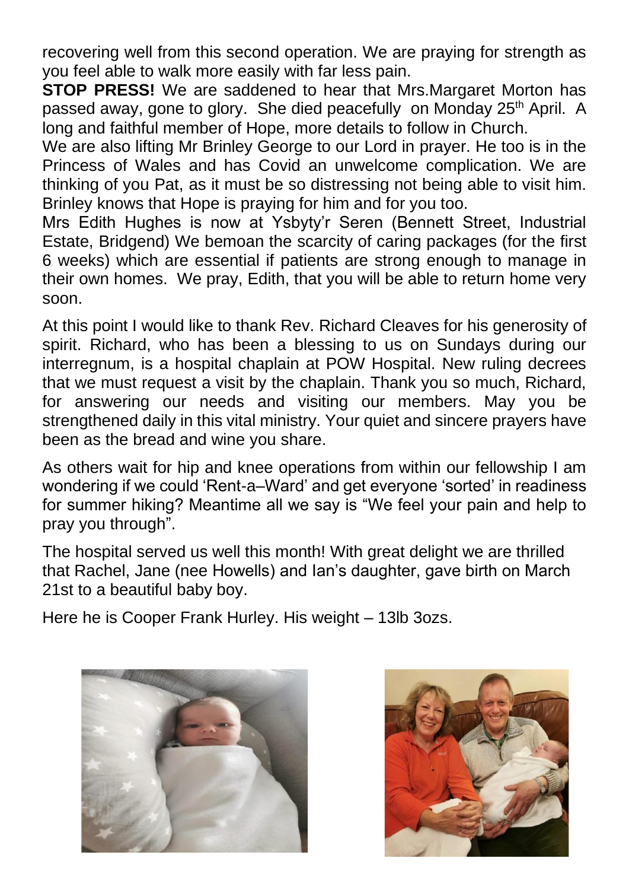recovering well from this second operation. We are praying for strength as you feel able to walk more easily with far less pain.

**STOP PRESS!** We are saddened to hear that Mrs.Margaret Morton has passed away, gone to glory. She died peacefully on Monday 25th April. A long and faithful member of Hope, more details to follow in Church.

We are also lifting Mr Brinley George to our Lord in prayer. He too is in the Princess of Wales and has Covid an unwelcome complication. We are thinking of you Pat, as it must be so distressing not being able to visit him. Brinley knows that Hope is praying for him and for you too.

Mrs Edith Hughes is now at Ysbyty'r Seren (Bennett Street, Industrial Estate, Bridgend) We bemoan the scarcity of caring packages (for the first 6 weeks) which are essential if patients are strong enough to manage in their own homes. We pray, Edith, that you will be able to return home very soon.

At this point I would like to thank Rev. Richard Cleaves for his generosity of spirit. Richard, who has been a blessing to us on Sundays during our interregnum, is a hospital chaplain at POW Hospital. New ruling decrees that we must request a visit by the chaplain. Thank you so much, Richard, for answering our needs and visiting our members. May you be strengthened daily in this vital ministry. Your quiet and sincere prayers have been as the bread and wine you share.

As others wait for hip and knee operations from within our fellowship I am wondering if we could 'Rent-a–Ward' and get everyone 'sorted' in readiness for summer hiking? Meantime all we say is "We feel your pain and help to pray you through".

The hospital served us well this month! With great delight we are thrilled that Rachel, Jane (nee Howells) and Ian's daughter, gave birth on March 21st to a beautiful baby boy.

Here he is Cooper Frank Hurley. His weight – 13lb 3ozs.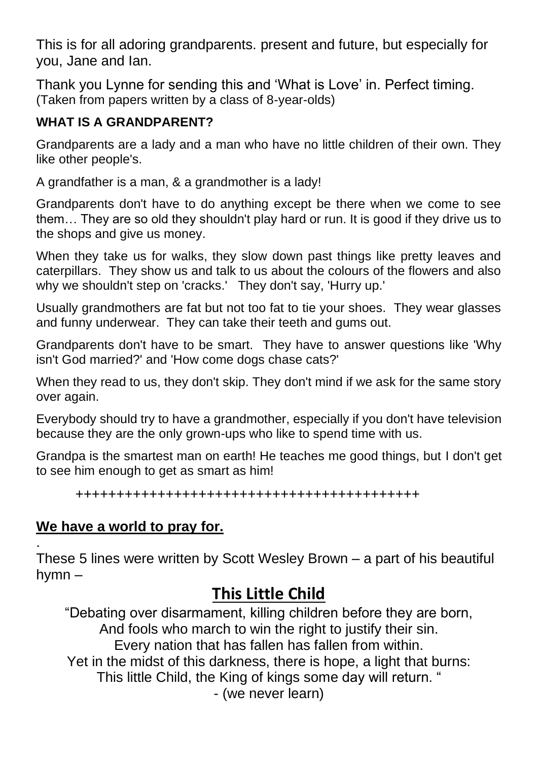This is for all adoring grandparents. present and future, but especially for you, Jane and Ian.

Thank you Lynne for sending this and 'What is Love' in. Perfect timing. (Taken from papers written by a class of 8-year-olds)

**WHAT IS A GRANDPARENT?**

Grandparents are a lady and a man who have no little children of their own. They like other people's.

A grandfather is a man, & a grandmother is a lady!

Grandparents don't have to do anything except be there when we come to see them… They are so old they shouldn't play hard or run. It is good if they drive us to the shops and give us money.

When they take us for walks, they slow down past things like pretty leaves and caterpillars. They show us and talk to us about the colours of the flowers and also why we shouldn't step on 'cracks.' They don't say, 'Hurry up.'

Usually grandmothers are fat but not too fat to tie your shoes. They wear glasses and funny underwear. They can take their teeth and gums out.

Grandparents don't have to be smart. They have to answer questions like 'Why isn't God married?' and 'How come dogs chase cats?'

When they read to us, they don't skip. They don't mind if we ask for the same story over again.

Everybody should try to have a grandmother, especially if you don't have television because they are the only grown-ups who like to spend time with us.

Grandpa is the smartest man on earth! He teaches me good things, but I don't get to see him enough to get as smart as him!

+++++++++++++++++++++++++++++++++++++++++++

**<u>We have a world to pray for.</u>**

.

These 5 lines were written by Scott Wesley Brown – a part of his beautiful hymn –

## <u>This Little Child</u>

"Debating over disarmament, killing children before they are born,
And fools who march to win the right to justify their sin.
Every nation that has fallen has fallen from within.
Yet in the midst of this darkness, there is hope, a light that burns:
This little Child, the King of kings some day will return. "
- (we never learn)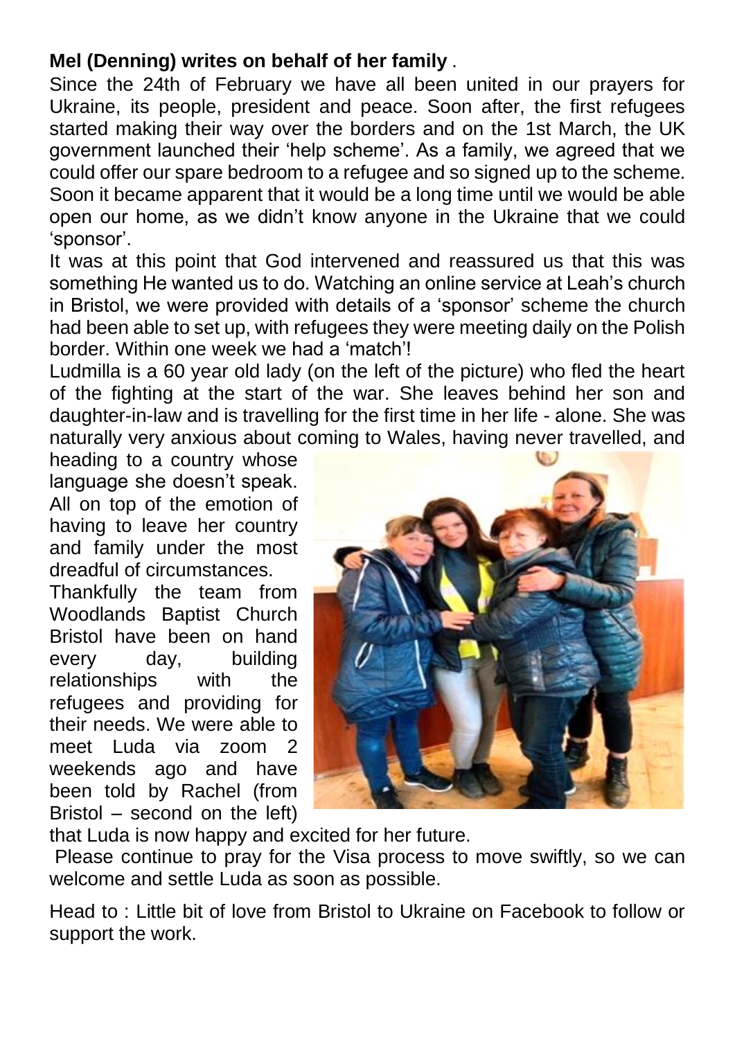**Mel (Denning) writes on behalf of her family** .

Since the 24th of February we have all been united in our prayers for Ukraine, its people, president and peace. Soon after, the first refugees started making their way over the borders and on the 1st March, the UK government launched their 'help scheme'. As a family, we agreed that we could offer our spare bedroom to a refugee and so signed up to the scheme. Soon it became apparent that it would be a long time until we would be able open our home, as we didn't know anyone in the Ukraine that we could 'sponsor'.

It was at this point that God intervened and reassured us that this was something He wanted us to do. Watching an online service at Leah's church in Bristol, we were provided with details of a 'sponsor' scheme the church had been able to set up, with refugees they were meeting daily on the Polish border. Within one week we had a 'match'!

Ludmilla is a 60 year old lady (on the left of the picture) who fled the heart of the fighting at the start of the war. She leaves behind her son and daughter-in-law and is travelling for the first time in her life - alone. She was naturally very anxious about coming to Wales, having never travelled, and heading to a country whose language she doesn't speak. All on top of the emotion of having to leave her country and family under the most dreadful of circumstances.

Thankfully the team from Woodlands Baptist Church Bristol have been on hand every day, building relationships with the refugees and providing for their needs. We were able to meet Luda via zoom 2 weekends ago and have been told by Rachel (from Bristol – second on the left) that Luda is now happy and excited for her future.

Please continue to pray for the Visa process to move swiftly, so we can welcome and settle Luda as soon as possible.

Head to : Little bit of love from Bristol to Ukraine on Facebook to follow or support the work.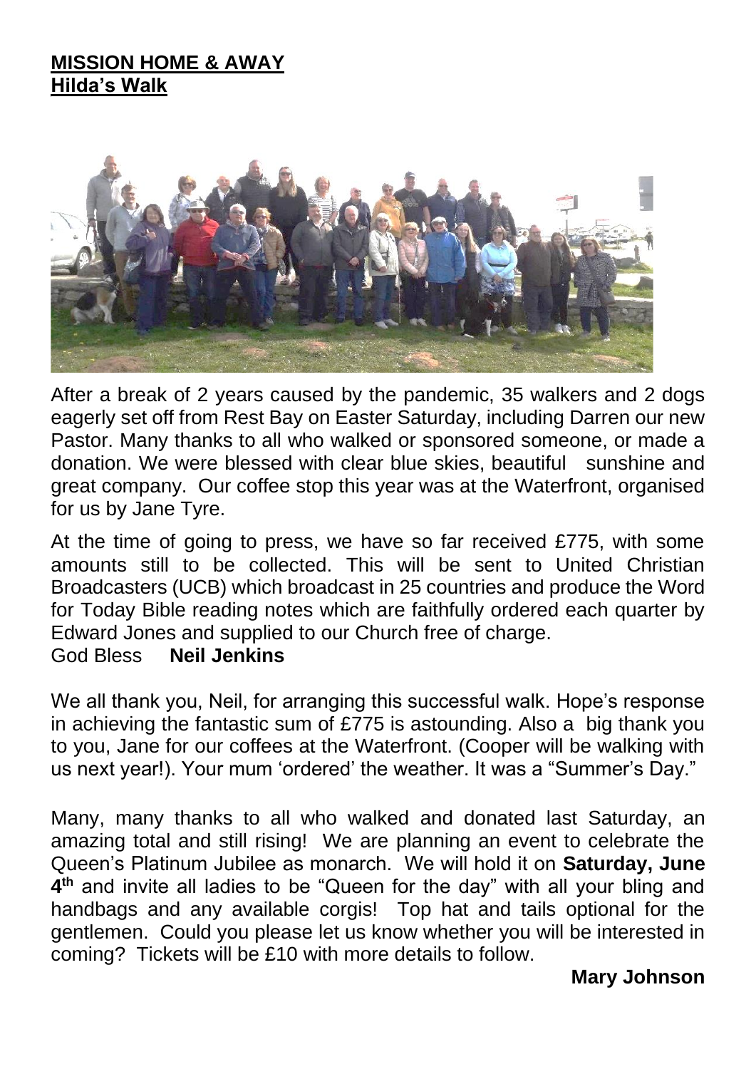## MISSION HOME & AWAY

## Hilda's Walk

After a break of 2 years caused by the pandemic, 35 walkers and 2 dogs eagerly set off from Rest Bay on Easter Saturday, including Darren our new Pastor. Many thanks to all who walked or sponsored someone, or made a donation. We were blessed with clear blue skies, beautiful sunshine and great company. Our coffee stop this year was at the Waterfront, organised for us by Jane Tyre.

At the time of going to press, we have so far received £775, with some amounts still to be collected. This will be sent to United Christian Broadcasters (UCB) which broadcast in 25 countries and produce the Word for Today Bible reading notes which are faithfully ordered each quarter by Edward Jones and supplied to our Church free of charge.

God Bless **Neil Jenkins**

We all thank you, Neil, for arranging this successful walk. Hope's response in achieving the fantastic sum of £775 is astounding. Also a big thank you to you, Jane for our coffees at the Waterfront. (Cooper will be walking with us next year!). Your mum 'ordered' the weather. It was a "Summer's Day."

Many, many thanks to all who walked and donated last Saturday, an amazing total and still rising! We are planning an event to celebrate the Queen's Platinum Jubilee as monarch. We will hold it on **Saturday, June 4th** and invite all ladies to be "Queen for the day" with all your bling and handbags and any available corgis! Top hat and tails optional for the gentlemen. Could you please let us know whether you will be interested in coming? Tickets will be £10 with more details to follow.

**Mary Johnson**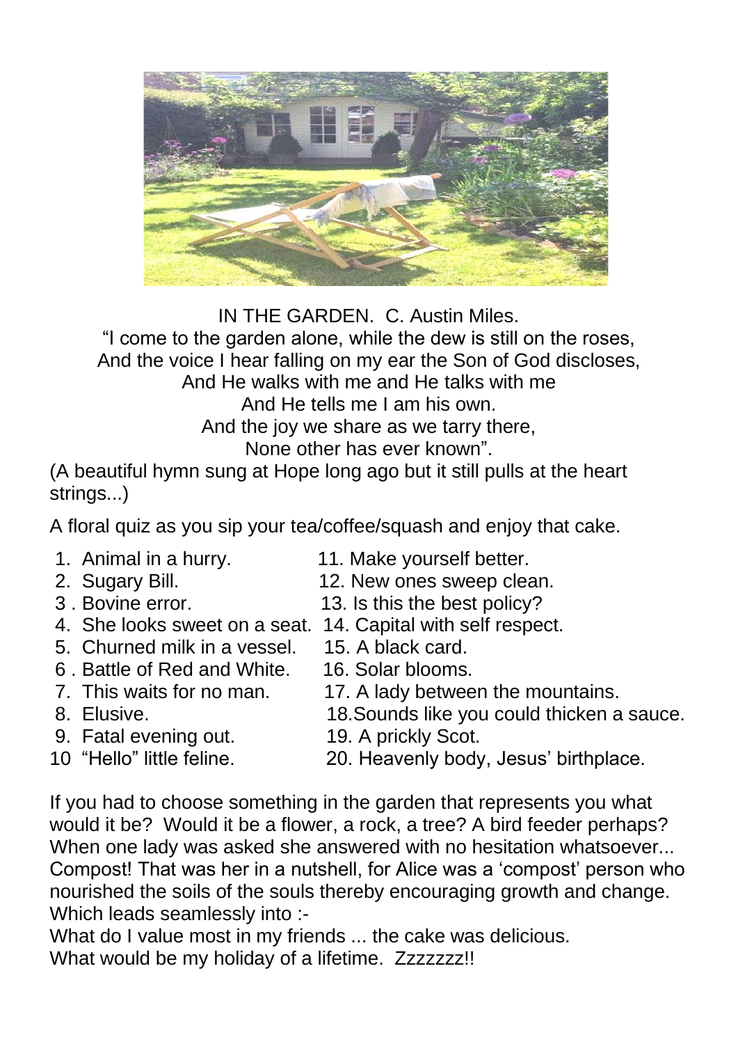IN THE GARDEN. C. Austin Miles.

"I come to the garden alone, while the dew is still on the roses,
And the voice I hear falling on my ear the Son of God discloses,
And He walks with me and He talks with me
And He tells me I am his own.
And the joy we share as we tarry there,
None other has ever known".

(A beautiful hymn sung at Hope long ago but it still pulls at the heart strings...)

A floral quiz as you sip your tea/coffee/squash and enjoy that cake.

1. Animal in a hurry.
2. Sugary Bill.
3. Bovine error.
4. She looks sweet on a seat.
5. Churned milk in a vessel.
6. Battle of Red and White.
7. This waits for no man.
8. Elusive.
9. Fatal evening out.
10. "Hello" little feline.
11. Make yourself better.
12. New ones sweep clean.
13. Is this the best policy?
14. Capital with self respect.
15. A black card.
16. Solar blooms.
17. A lady between the mountains.
18. Sounds like you could thicken a sauce.
19. A prickly Scot.
20. Heavenly body, Jesus' birthplace.

If you had to choose something in the garden that represents you what would it be? Would it be a flower, a rock, a tree? A bird feeder perhaps? When one lady was asked she answered with no hesitation whatsoever... Compost! That was her in a nutshell, for Alice was a 'compost' person who nourished the soils of the souls thereby encouraging growth and change. Which leads seamlessly into :-

What do I value most in my friends ... the cake was delicious.
What would be my holiday of a lifetime. Zzzzzzz!!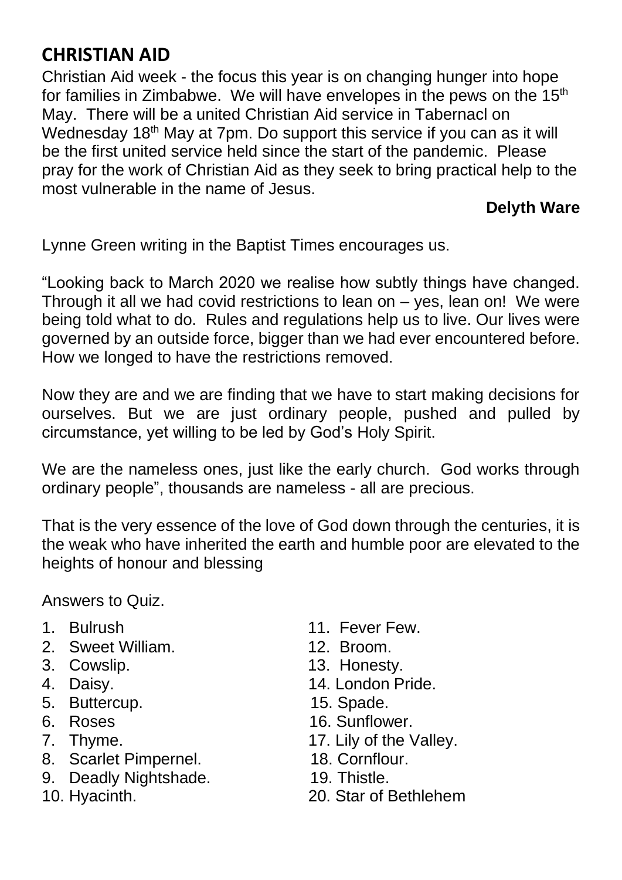## CHRISTIAN AID

Christian Aid week - the focus this year is on changing hunger into hope for families in Zimbabwe. We will have envelopes in the pews on the 15th May. There will be a united Christian Aid service in Tabernacl on Wednesday 18th May at 7pm. Do support this service if you can as it will be the first united service held since the start of the pandemic. Please pray for the work of Christian Aid as they seek to bring practical help to the most vulnerable in the name of Jesus.

**Delyth Ware**

Lynne Green writing in the Baptist Times encourages us.

"Looking back to March 2020 we realise how subtly things have changed. Through it all we had covid restrictions to lean on – yes, lean on! We were being told what to do. Rules and regulations help us to live. Our lives were governed by an outside force, bigger than we had ever encountered before. How we longed to have the restrictions removed.

Now they are and we are finding that we have to start making decisions for ourselves. But we are just ordinary people, pushed and pulled by circumstance, yet willing to be led by God's Holy Spirit.

We are the nameless ones, just like the early church. God works through ordinary people", thousands are nameless - all are precious.

That is the very essence of the love of God down through the centuries, it is the weak who have inherited the earth and humble poor are elevated to the heights of honour and blessing

Answers to Quiz.

1. Bulrush
2. Sweet William.
3. Cowslip.
4. Daisy.
5. Buttercup.
6. Roses
7. Thyme.
8. Scarlet Pimpernel.
9. Deadly Nightshade.
10. Hyacinth.
11. Fever Few.
12. Broom.
13. Honesty.
14. London Pride.
15. Spade.
16. Sunflower.
17. Lily of the Valley.
18. Cornflour.
19. Thistle.
20. Star of Bethlehem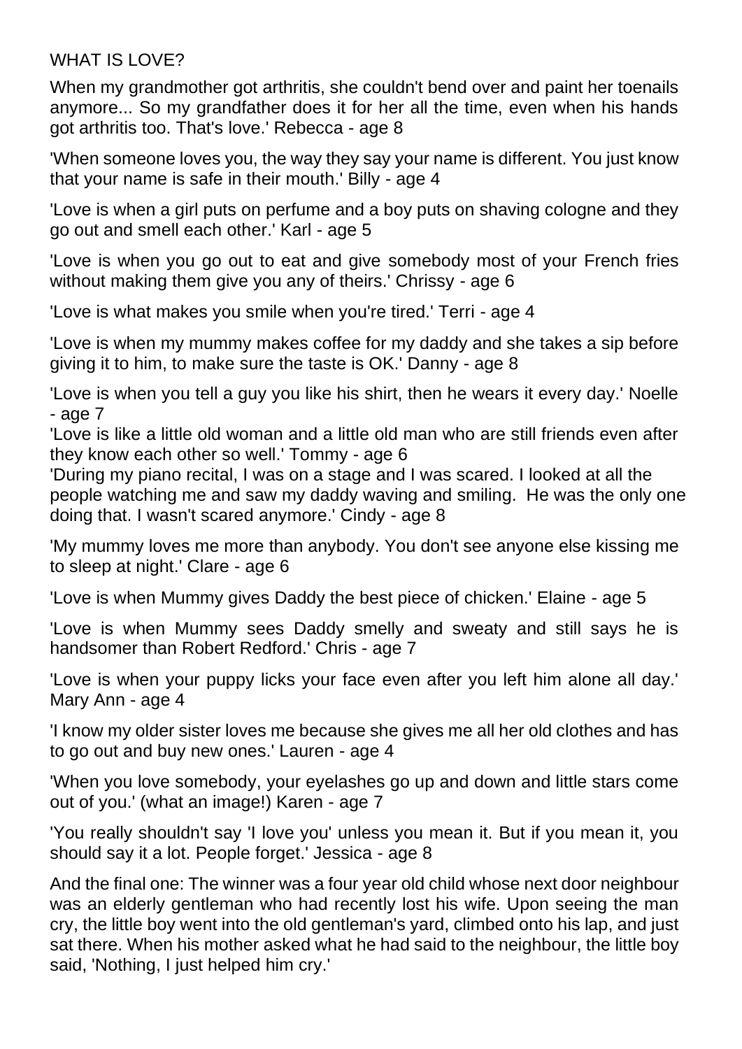WHAT IS LOVE?

When my grandmother got arthritis, she couldn't bend over and paint her toenails anymore... So my grandfather does it for her all the time, even when his hands got arthritis too. That's love.' Rebecca - age 8

'When someone loves you, the way they say your name is different. You just know that your name is safe in their mouth.' Billy - age 4

'Love is when a girl puts on perfume and a boy puts on shaving cologne and they go out and smell each other.' Karl - age 5

'Love is when you go out to eat and give somebody most of your French fries without making them give you any of theirs.' Chrissy - age 6

'Love is what makes you smile when you're tired.' Terri - age 4

'Love is when my mummy makes coffee for my daddy and she takes a sip before giving it to him, to make sure the taste is OK.' Danny - age 8

'Love is when you tell a guy you like his shirt, then he wears it every day.' Noelle - age 7

'Love is like a little old woman and a little old man who are still friends even after they know each other so well.' Tommy - age 6

'During my piano recital, I was on a stage and I was scared. I looked at all the people watching me and saw my daddy waving and smiling. He was the only one doing that. I wasn't scared anymore.' Cindy - age 8

'My mummy loves me more than anybody. You don't see anyone else kissing me to sleep at night.' Clare - age 6

'Love is when Mummy gives Daddy the best piece of chicken.' Elaine - age 5

'Love is when Mummy sees Daddy smelly and sweaty and still says he is handsomer than Robert Redford.' Chris - age 7

'Love is when your puppy licks your face even after you left him alone all day.' Mary Ann - age 4

'I know my older sister loves me because she gives me all her old clothes and has to go out and buy new ones.' Lauren - age 4

'When you love somebody, your eyelashes go up and down and little stars come out of you.' (what an image!) Karen - age 7

'You really shouldn't say 'I love you' unless you mean it. But if you mean it, you should say it a lot. People forget.' Jessica - age 8

And the final one: The winner was a four year old child whose next door neighbour was an elderly gentleman who had recently lost his wife. Upon seeing the man cry, the little boy went into the old gentleman's yard, climbed onto his lap, and just sat there. When his mother asked what he had said to the neighbour, the little boy said, 'Nothing, I just helped him cry.'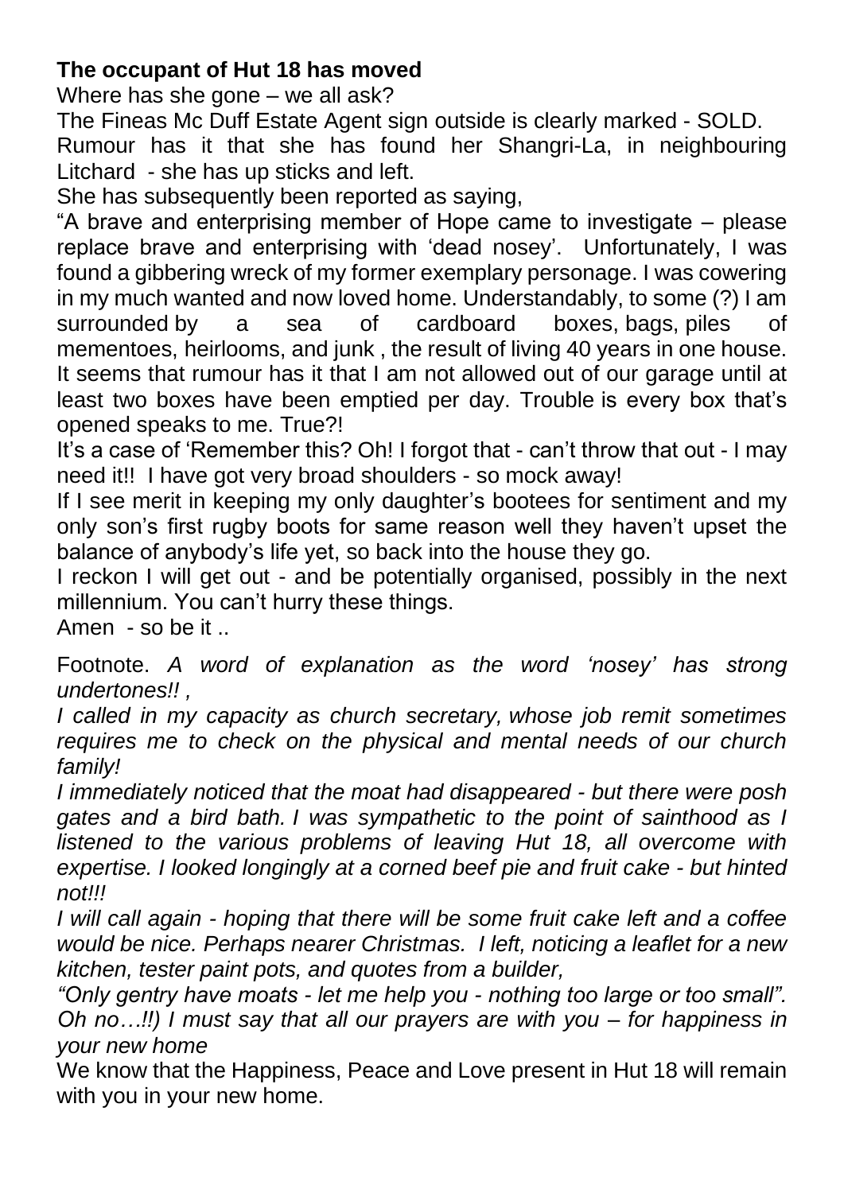**The occupant of Hut 18 has moved**

Where has she gone – we all ask?

The Fineas Mc Duff Estate Agent sign outside is clearly marked - SOLD.

Rumour has it that she has found her Shangri-La, in neighbouring Litchard - she has up sticks and left.

She has subsequently been reported as saying,

"A brave and enterprising member of Hope came to investigate – please replace brave and enterprising with 'dead nosey'. Unfortunately, I was found a gibbering wreck of my former exemplary personage. I was cowering in my much wanted and now loved home. Understandably, to some (?) I am surrounded by a sea of cardboard boxes, bags, piles of mementoes, heirlooms, and junk , the result of living 40 years in one house. It seems that rumour has it that I am not allowed out of our garage until at least two boxes have been emptied per day. Trouble is every box that's opened speaks to me. True?!

It's a case of 'Remember this? Oh! I forgot that - can't throw that out - I may need it!! I have got very broad shoulders - so mock away!

If I see merit in keeping my only daughter's bootees for sentiment and my only son's first rugby boots for same reason well they haven't upset the balance of anybody's life yet, so back into the house they go.

I reckon I will get out - and be potentially organised, possibly in the next millennium. You can't hurry these things.

Amen - so be it ..

Footnote. *A word of explanation as the word 'nosey' has strong undertones!! ,*

*I called in my capacity as church secretary, whose job remit sometimes requires me to check on the physical and mental needs of our church family!*

*I immediately noticed that the moat had disappeared - but there were posh gates and a bird bath. I was sympathetic to the point of sainthood as I listened to the various problems of leaving Hut 18, all overcome with expertise. I looked longingly at a corned beef pie and fruit cake - but hinted not!!!*

*I will call again - hoping that there will be some fruit cake left and a coffee would be nice. Perhaps nearer Christmas. I left, noticing a leaflet for a new kitchen, tester paint pots, and quotes from a builder,*

*"Only gentry have moats - let me help you - nothing too large or too small". Oh no….!!) I must say that all our prayers are with you – for happiness in your new home*

We know that the Happiness, Peace and Love present in Hut 18 will remain with you in your new home.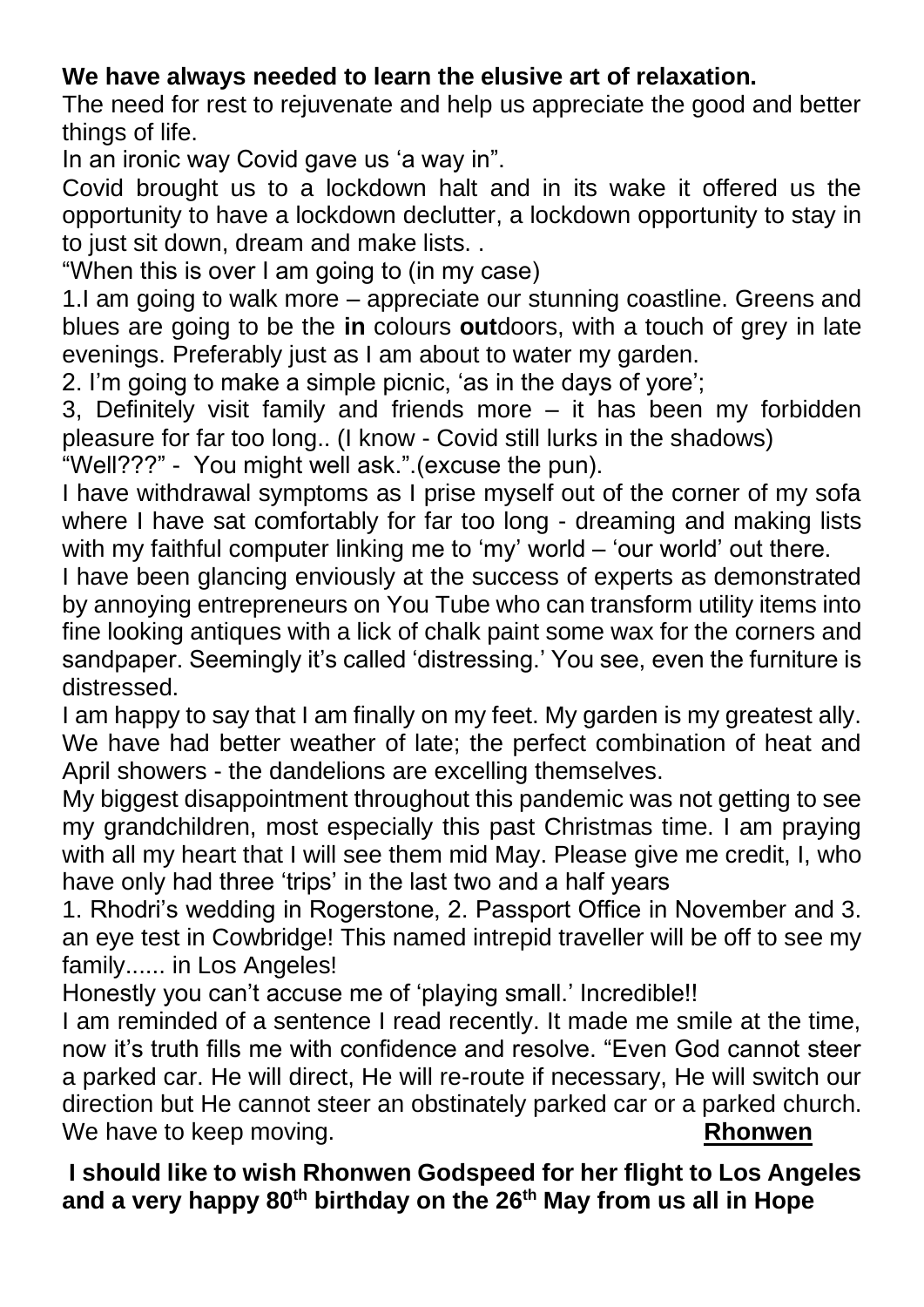**We have always needed to learn the elusive art of relaxation.**

The need for rest to rejuvenate and help us appreciate the good and better things of life.

In an ironic way Covid gave us 'a way in".

Covid brought us to a lockdown halt and in its wake it offered us the opportunity to have a lockdown declutter, a lockdown opportunity to stay in to just sit down, dream and make lists. .

"When this is over I am going to (in my case)

1.I am going to walk more – appreciate our stunning coastline. Greens and blues are going to be the **in** colours **out**doors, with a touch of grey in late evenings. Preferably just as I am about to water my garden.

2. I'm going to make a simple picnic, 'as in the days of yore';

3, Definitely visit family and friends more – it has been my forbidden pleasure for far too long.. (I know - Covid still lurks in the shadows)

"Well???" - You might well ask.".(excuse the pun).

I have withdrawal symptoms as I prise myself out of the corner of my sofa where I have sat comfortably for far too long - dreaming and making lists with my faithful computer linking me to 'my' world – 'our world' out there.

I have been glancing enviously at the success of experts as demonstrated by annoying entrepreneurs on You Tube who can transform utility items into fine looking antiques with a lick of chalk paint some wax for the corners and sandpaper. Seemingly it's called 'distressing.' You see, even the furniture is distressed.

I am happy to say that I am finally on my feet. My garden is my greatest ally. We have had better weather of late; the perfect combination of heat and April showers - the dandelions are excelling themselves.

My biggest disappointment throughout this pandemic was not getting to see my grandchildren, most especially this past Christmas time. I am praying with all my heart that I will see them mid May. Please give me credit, I, who have only had three 'trips' in the last two and a half years

1. Rhodri's wedding in Rogerstone, 2. Passport Office in November and 3. an eye test in Cowbridge! This named intrepid traveller will be off to see my family...... in Los Angeles!

Honestly you can't accuse me of 'playing small.' Incredible!!

I am reminded of a sentence I read recently. It made me smile at the time, now it's truth fills me with confidence and resolve. "Even God cannot steer a parked car. He will direct, He will re-route if necessary, He will switch our direction but He cannot steer an obstinately parked car or a parked church. We have to keep moving.

**Rhonwen**

**I should like to wish Rhonwen Godspeed for her flight to Los Angeles and a very happy 80th birthday on the 26th May from us all in Hope**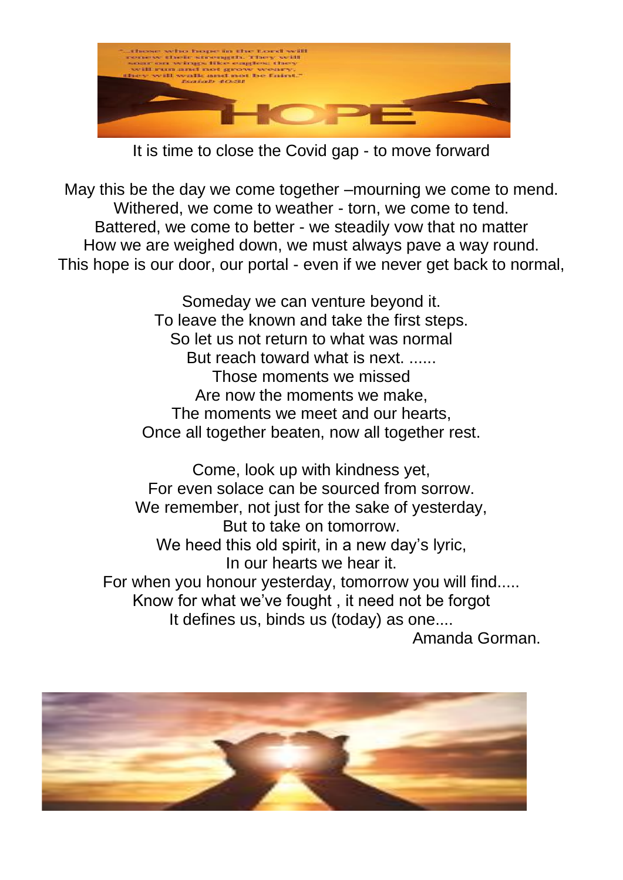It is time to close the Covid gap - to move forward

May this be the day we come together –mourning we come to mend.
Withered, we come to weather - torn, we come to tend.
Battered, we come to better - we steadily vow that no matter
How we are weighed down, we must always pave a way round.
This hope is our door, our portal - even if we never get back to normal,

Someday we can venture beyond it.
To leave the known and take the first steps.
So let us not return to what was normal
But reach toward what is next. ......
Those moments we missed
Are now the moments we make,
The moments we meet and our hearts,
Once all together beaten, now all together rest.

Come, look up with kindness yet,
For even solace can be sourced from sorrow.
We remember, not just for the sake of yesterday,
But to take on tomorrow.
We heed this old spirit, in a new day's lyric,
In our hearts we hear it.
For when you honour yesterday, tomorrow you will find.....
Know for what we've fought , it need not be forgot
It defines us, binds us (today) as one....

Amanda Gorman.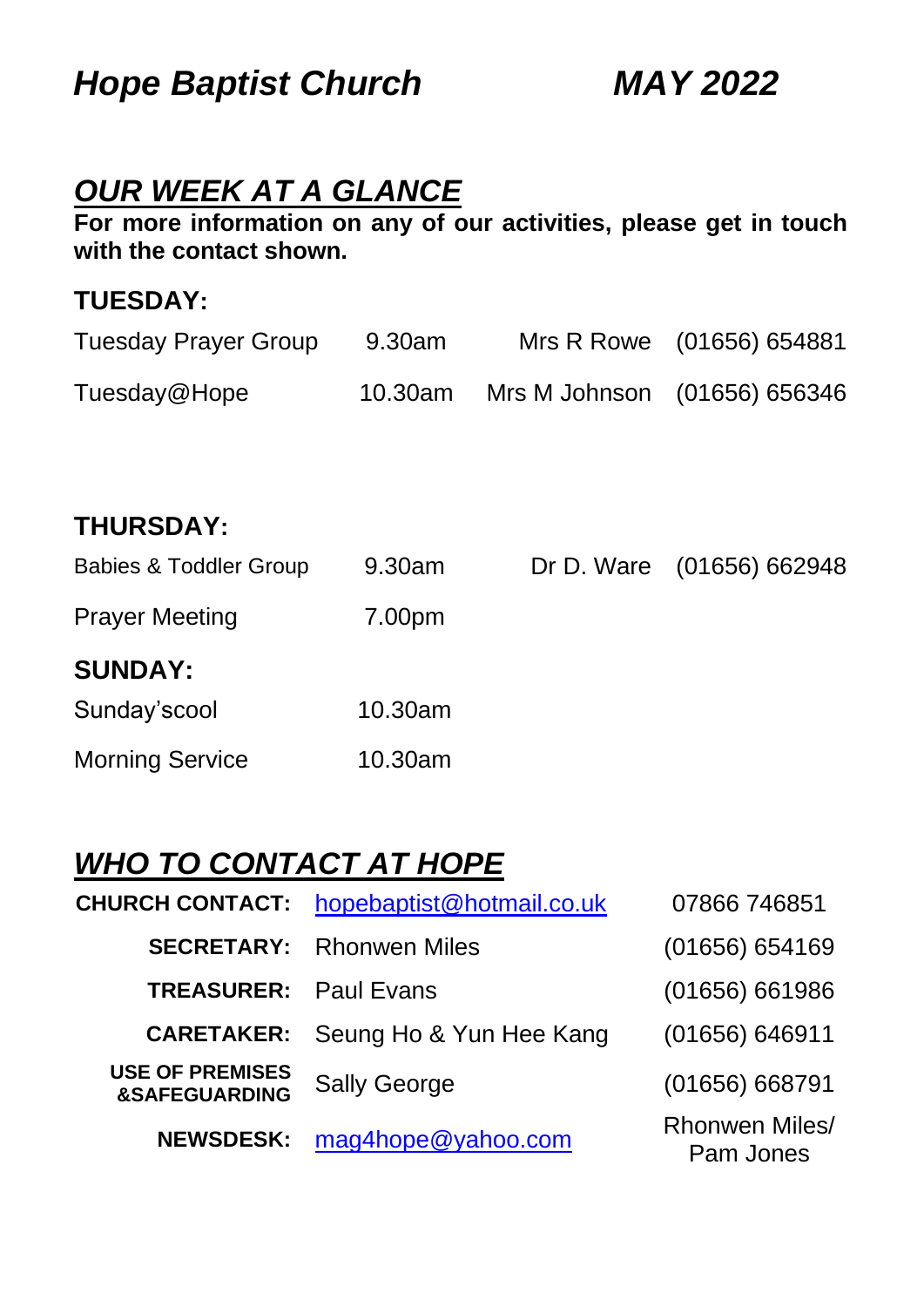# *Hope Baptist Church* *MAY 2022*

## *OUR WEEK AT A GLANCE*

**For more information on any of our activities, please get in touch with the contact shown.**

### TUESDAY:

| | | | |
|---|---|---|---|
| Tuesday Prayer Group | 9.30am | Mrs R Rowe | (01656) 654881 |
| Tuesday@Hope | 10.30am | Mrs M Johnson | (01656) 656346 |

### THURSDAY:

| | | | |
|---|---|---|---|
| Babies & Toddler Group | 9.30am | Dr D. Ware | (01656) 662948 |
| Prayer Meeting | 7.00pm | | |

### SUNDAY:

| | |
|---|---|
| Sunday'scool | 10.30am |
| Morning Service | 10.30am |

## *WHO TO CONTACT AT HOPE*

| | | |
|---|---|---|
| **CHURCH CONTACT:** | hopebaptist@hotmail.co.uk | 07866 746851 |
| **SECRETARY:** | Rhonwen Miles | (01656) 654169 |
| **TREASURER:** | Paul Evans | (01656) 661986 |
| **CARETAKER:** | Seung Ho & Yun Hee Kang | (01656) 646911 |
| **USE OF PREMISES &SAFEGUARDING** | Sally George | (01656) 668791 |
| **NEWSDESK:** | mag4hope@yahoo.com | Rhonwen Miles/ Pam Jones |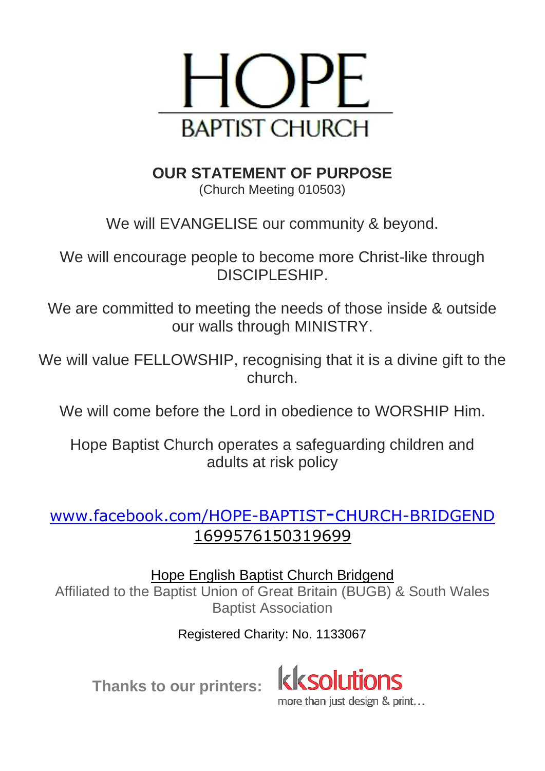# HOPE

BAPTIST CHURCH

## OUR STATEMENT OF PURPOSE

(Church Meeting 010503)

We will EVANGELISE our community & beyond.

We will encourage people to become more Christ-like through DISCIPLESHIP.

We are committed to meeting the needs of those inside & outside our walls through MINISTRY.

We will value FELLOWSHIP, recognising that it is a divine gift to the church.

We will come before the Lord in obedience to WORSHIP Him.

Hope Baptist Church operates a safeguarding children and adults at risk policy

www.facebook.com/HOPE-BAPTIST-CHURCH-BRIDGEND 1699576150319699

Hope English Baptist Church Bridgend

Affiliated to the Baptist Union of Great Britain (BUGB) & South Wales Baptist Association

Registered Charity: No. 1133067

**Thanks to our printers:** kksolutions more than just design & print…